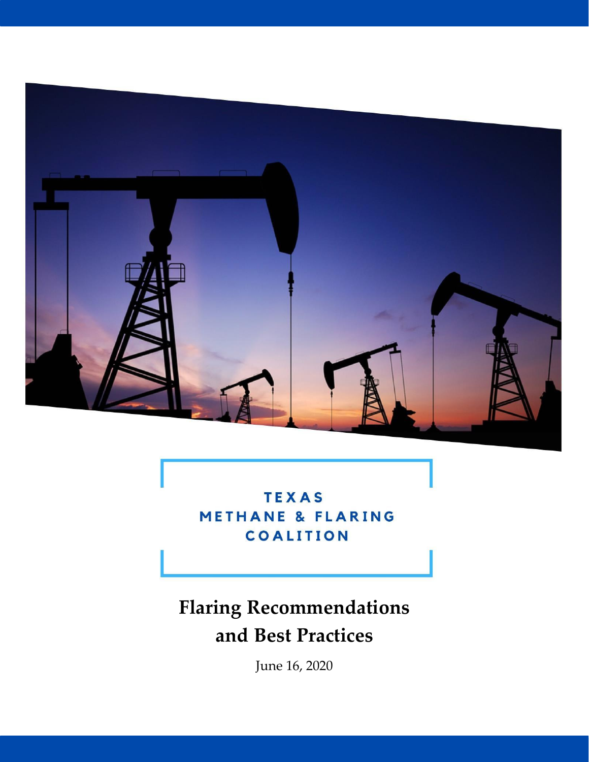TEXAS
METHANE & FLARING
COALITION

# Flaring Recommendations and Best Practices

June 16, 2020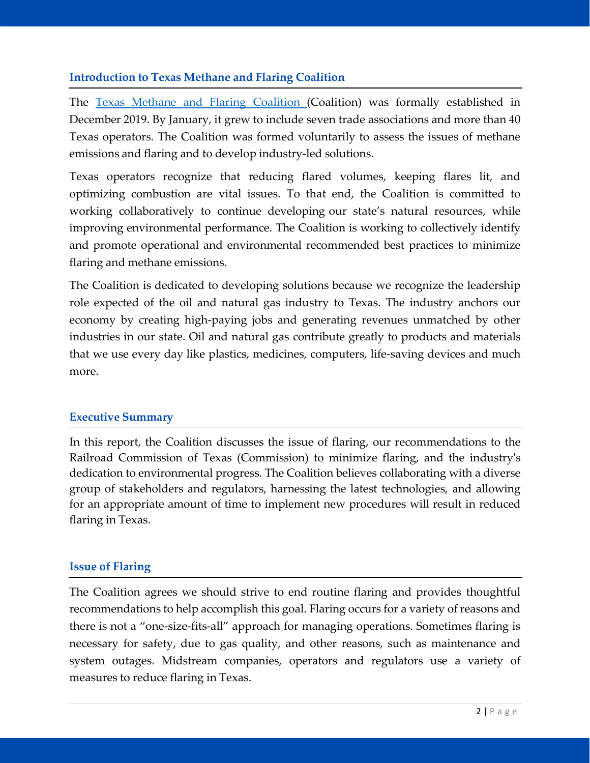## Introduction to Texas Methane and Flaring Coalition

The Texas Methane and Flaring Coalition (Coalition) was formally established in December 2019. By January, it grew to include seven trade associations and more than 40 Texas operators. The Coalition was formed voluntarily to assess the issues of methane emissions and flaring and to develop industry-led solutions.

Texas operators recognize that reducing flared volumes, keeping flares lit, and optimizing combustion are vital issues. To that end, the Coalition is committed to working collaboratively to continue developing our state's natural resources, while improving environmental performance. The Coalition is working to collectively identify and promote operational and environmental recommended best practices to minimize flaring and methane emissions.

The Coalition is dedicated to developing solutions because we recognize the leadership role expected of the oil and natural gas industry to Texas. The industry anchors our economy by creating high-paying jobs and generating revenues unmatched by other industries in our state. Oil and natural gas contribute greatly to products and materials that we use every day like plastics, medicines, computers, life-saving devices and much more.

## Executive Summary

In this report, the Coalition discusses the issue of flaring, our recommendations to the Railroad Commission of Texas (Commission) to minimize flaring, and the industry's dedication to environmental progress. The Coalition believes collaborating with a diverse group of stakeholders and regulators, harnessing the latest technologies, and allowing for an appropriate amount of time to implement new procedures will result in reduced flaring in Texas.

## Issue of Flaring

The Coalition agrees we should strive to end routine flaring and provides thoughtful recommendations to help accomplish this goal. Flaring occurs for a variety of reasons and there is not a "one-size-fits-all" approach for managing operations. Sometimes flaring is necessary for safety, due to gas quality, and other reasons, such as maintenance and system outages. Midstream companies, operators and regulators use a variety of measures to reduce flaring in Texas.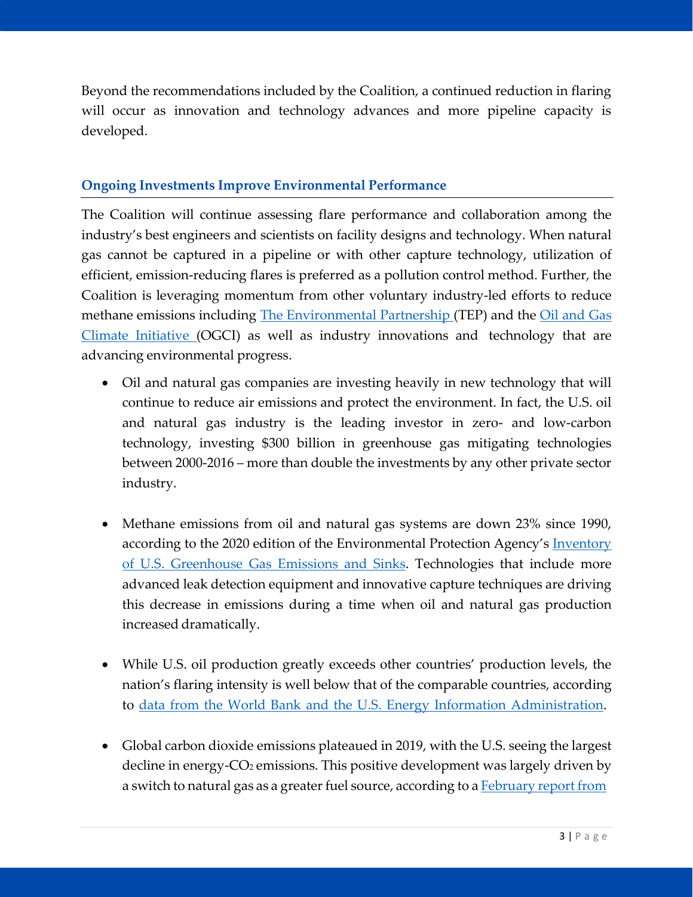Beyond the recommendations included by the Coalition, a continued reduction in flaring will occur as innovation and technology advances and more pipeline capacity is developed.

## Ongoing Investments Improve Environmental Performance

The Coalition will continue assessing flare performance and collaboration among the industry's best engineers and scientists on facility designs and technology. When natural gas cannot be captured in a pipeline or with other capture technology, utilization of efficient, emission-reducing flares is preferred as a pollution control method. Further, the Coalition is leveraging momentum from other voluntary industry-led efforts to reduce methane emissions including The Environmental Partnership (TEP) and the Oil and Gas Climate Initiative (OGCI) as well as industry innovations and technology that are advancing environmental progress.

- Oil and natural gas companies are investing heavily in new technology that will continue to reduce air emissions and protect the environment. In fact, the U.S. oil and natural gas industry is the leading investor in zero- and low-carbon technology, investing $300 billion in greenhouse gas mitigating technologies between 2000-2016 – more than double the investments by any other private sector industry.

- Methane emissions from oil and natural gas systems are down 23% since 1990, according to the 2020 edition of the Environmental Protection Agency's Inventory of U.S. Greenhouse Gas Emissions and Sinks. Technologies that include more advanced leak detection equipment and innovative capture techniques are driving this decrease in emissions during a time when oil and natural gas production increased dramatically.

- While U.S. oil production greatly exceeds other countries' production levels, the nation's flaring intensity is well below that of the comparable countries, according to data from the World Bank and the U.S. Energy Information Administration.

- Global carbon dioxide emissions plateaued in 2019, with the U.S. seeing the largest decline in energy-$CO_2$ emissions. This positive development was largely driven by a switch to natural gas as a greater fuel source, according to a February report from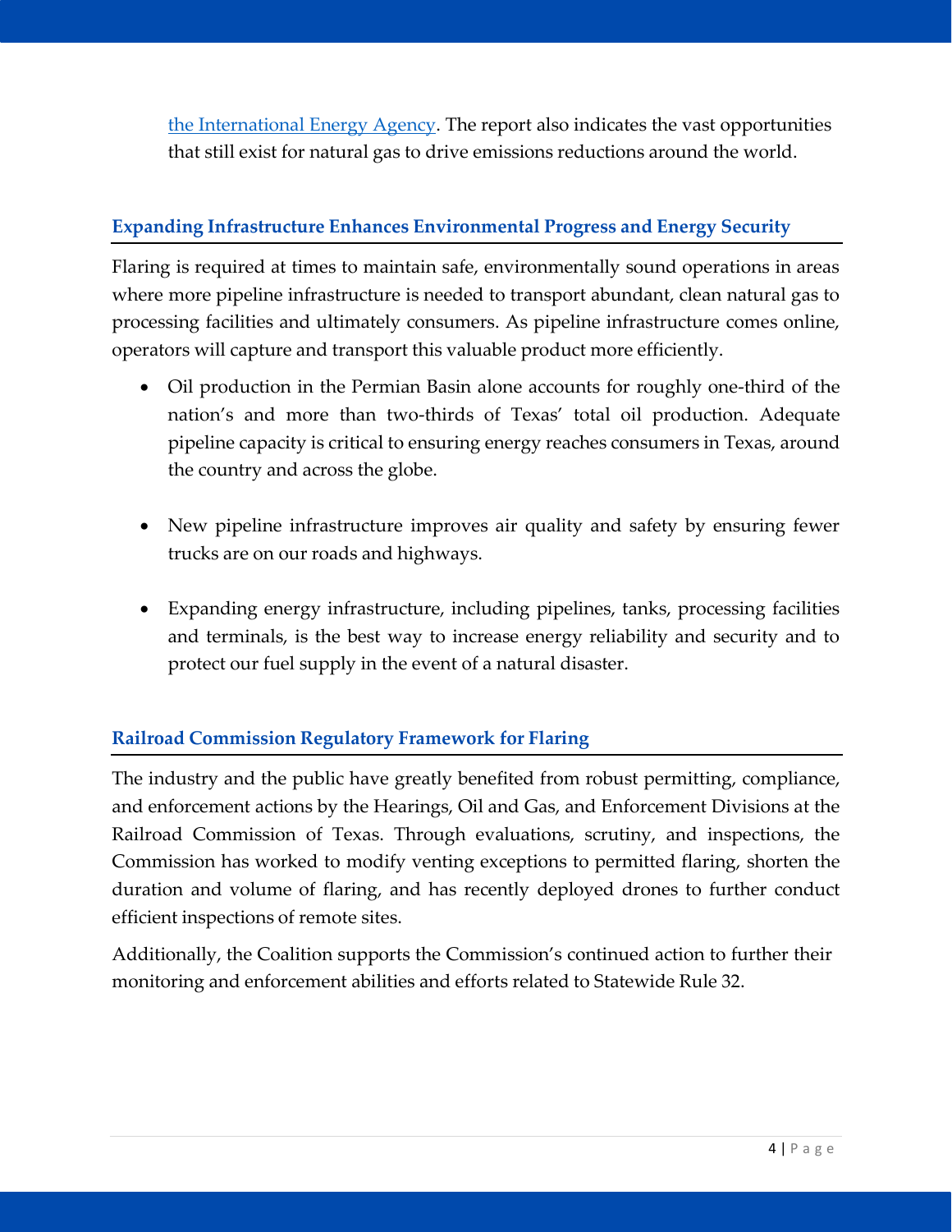the International Energy Agency. The report also indicates the vast opportunities that still exist for natural gas to drive emissions reductions around the world.

### Expanding Infrastructure Enhances Environmental Progress and Energy Security

Flaring is required at times to maintain safe, environmentally sound operations in areas where more pipeline infrastructure is needed to transport abundant, clean natural gas to processing facilities and ultimately consumers. As pipeline infrastructure comes online, operators will capture and transport this valuable product more efficiently.

- Oil production in the Permian Basin alone accounts for roughly one-third of the nation's and more than two-thirds of Texas' total oil production. Adequate pipeline capacity is critical to ensuring energy reaches consumers in Texas, around the country and across the globe.

- New pipeline infrastructure improves air quality and safety by ensuring fewer trucks are on our roads and highways.

- Expanding energy infrastructure, including pipelines, tanks, processing facilities and terminals, is the best way to increase energy reliability and security and to protect our fuel supply in the event of a natural disaster.

### Railroad Commission Regulatory Framework for Flaring

The industry and the public have greatly benefited from robust permitting, compliance, and enforcement actions by the Hearings, Oil and Gas, and Enforcement Divisions at the Railroad Commission of Texas. Through evaluations, scrutiny, and inspections, the Commission has worked to modify venting exceptions to permitted flaring, shorten the duration and volume of flaring, and has recently deployed drones to further conduct efficient inspections of remote sites.

Additionally, the Coalition supports the Commission's continued action to further their monitoring and enforcement abilities and efforts related to Statewide Rule 32.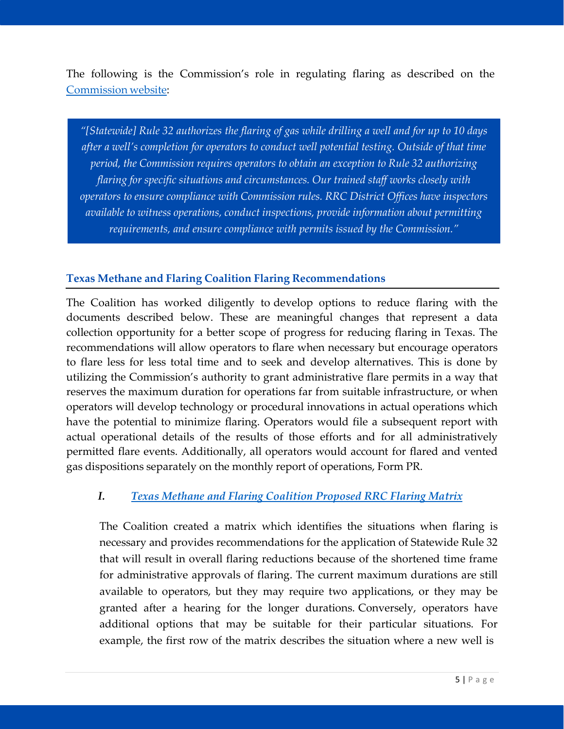The following is the Commission's role in regulating flaring as described on the [Commission website](#):

> *"[Statewide] Rule 32 authorizes the flaring of gas while drilling a well and for up to 10 days after a well's completion for operators to conduct well potential testing. Outside of that time period, the Commission requires operators to obtain an exception to Rule 32 authorizing flaring for specific situations and circumstances. Our trained staff works closely with operators to ensure compliance with Commission rules. RRC District Offices have inspectors available to witness operations, conduct inspections, provide information about permitting requirements, and ensure compliance with permits issued by the Commission."*

## Texas Methane and Flaring Coalition Flaring Recommendations

The Coalition has worked diligently to develop options to reduce flaring with the documents described below. These are meaningful changes that represent a data collection opportunity for a better scope of progress for reducing flaring in Texas. The recommendations will allow operators to flare when necessary but encourage operators to flare less for less total time and to seek and develop alternatives. This is done by utilizing the Commission's authority to grant administrative flare permits in a way that reserves the maximum duration for operations far from suitable infrastructure, or when operators will develop technology or procedural innovations in actual operations which have the potential to minimize flaring. Operators would file a subsequent report with actual operational details of the results of those efforts and for all administratively permitted flare events. Additionally, all operators would account for flared and vented gas dispositions separately on the monthly report of operations, Form PR.

### *I. [Texas Methane and Flaring Coalition Proposed RRC Flaring Matrix](#)*

The Coalition created a matrix which identifies the situations when flaring is necessary and provides recommendations for the application of Statewide Rule 32 that will result in overall flaring reductions because of the shortened time frame for administrative approvals of flaring. The current maximum durations are still available to operators, but they may require two applications, or they may be granted after a hearing for the longer durations. Conversely, operators have additional options that may be suitable for their particular situations. For example, the first row of the matrix describes the situation where a new well is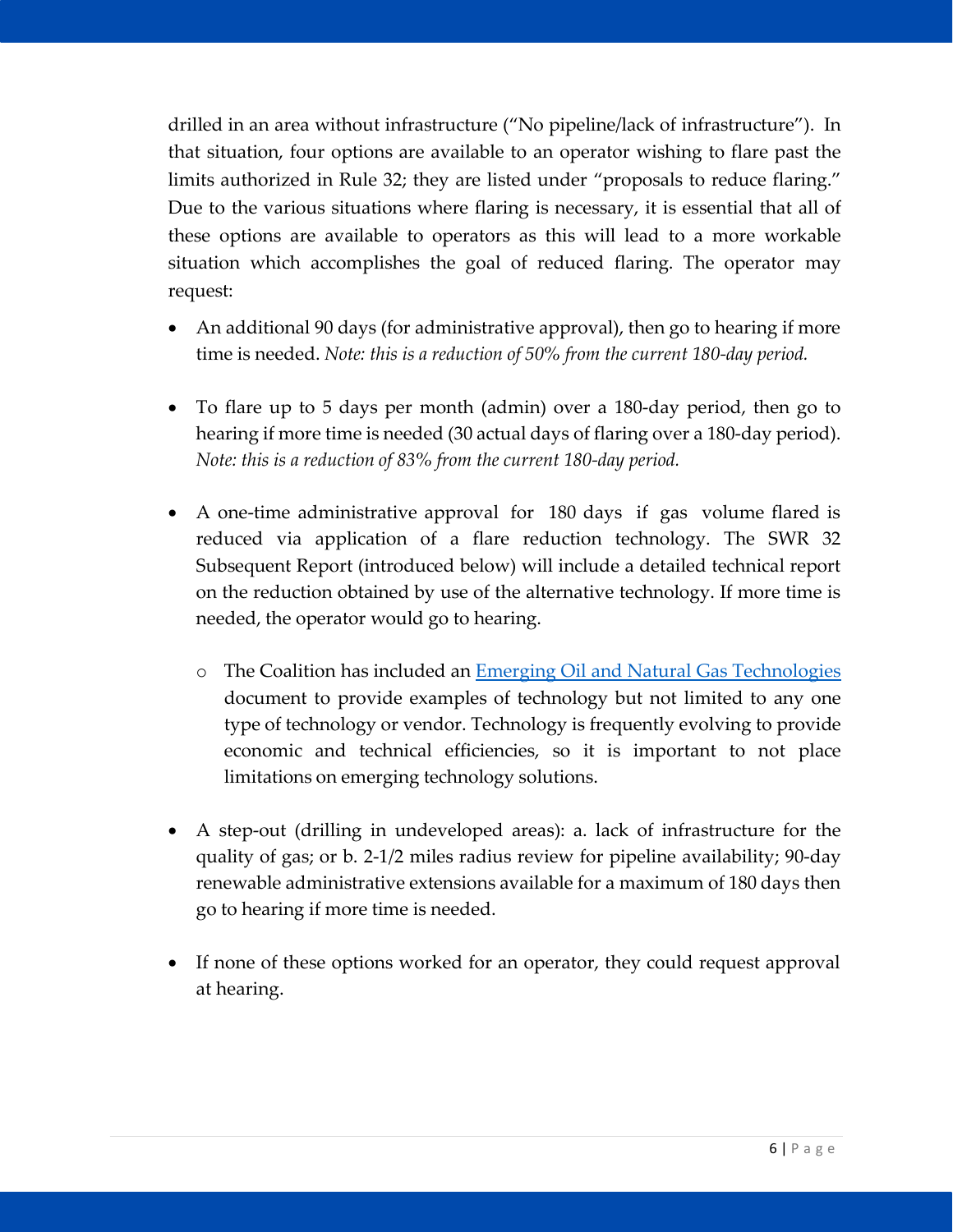drilled in an area without infrastructure ("No pipeline/lack of infrastructure"). In that situation, four options are available to an operator wishing to flare past the limits authorized in Rule 32; they are listed under "proposals to reduce flaring." Due to the various situations where flaring is necessary, it is essential that all of these options are available to operators as this will lead to a more workable situation which accomplishes the goal of reduced flaring. The operator may request:

- An additional 90 days (for administrative approval), then go to hearing if more time is needed. *Note: this is a reduction of 50% from the current 180-day period.*

- To flare up to 5 days per month (admin) over a 180-day period, then go to hearing if more time is needed (30 actual days of flaring over a 180-day period). *Note: this is a reduction of 83% from the current 180-day period.*

- A one-time administrative approval for 180 days if gas volume flared is reduced via application of a flare reduction technology. The SWR 32 Subsequent Report (introduced below) will include a detailed technical report on the reduction obtained by use of the alternative technology. If more time is needed, the operator would go to hearing.
  - The Coalition has included an [Emerging Oil and Natural Gas Technologies]() document to provide examples of technology but not limited to any one type of technology or vendor. Technology is frequently evolving to provide economic and technical efficiencies, so it is important to not place limitations on emerging technology solutions.

- A step-out (drilling in undeveloped areas): a. lack of infrastructure for the quality of gas; or b. 2-1/2 miles radius review for pipeline availability; 90-day renewable administrative extensions available for a maximum of 180 days then go to hearing if more time is needed.

- If none of these options worked for an operator, they could request approval at hearing.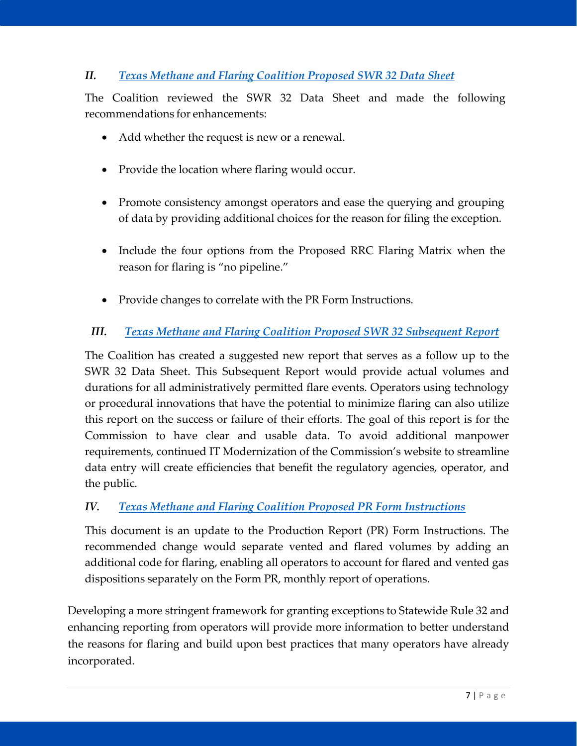### *II. [Texas Methane and Flaring Coalition Proposed SWR 32 Data Sheet]()*

The Coalition reviewed the SWR 32 Data Sheet and made the following recommendations for enhancements:

- Add whether the request is new or a renewal.
- Provide the location where flaring would occur.
- Promote consistency amongst operators and ease the querying and grouping of data by providing additional choices for the reason for filing the exception.
- Include the four options from the Proposed RRC Flaring Matrix when the reason for flaring is "no pipeline."
- Provide changes to correlate with the PR Form Instructions.

### *III. [Texas Methane and Flaring Coalition Proposed SWR 32 Subsequent Report]()*

The Coalition has created a suggested new report that serves as a follow up to the SWR 32 Data Sheet. This Subsequent Report would provide actual volumes and durations for all administratively permitted flare events. Operators using technology or procedural innovations that have the potential to minimize flaring can also utilize this report on the success or failure of their efforts. The goal of this report is for the Commission to have clear and usable data. To avoid additional manpower requirements, continued IT Modernization of the Commission's website to streamline data entry will create efficiencies that benefit the regulatory agencies, operator, and the public.

### *IV. [Texas Methane and Flaring Coalition Proposed PR Form Instructions]()*

This document is an update to the Production Report (PR) Form Instructions. The recommended change would separate vented and flared volumes by adding an additional code for flaring, enabling all operators to account for flared and vented gas dispositions separately on the Form PR, monthly report of operations.

Developing a more stringent framework for granting exceptions to Statewide Rule 32 and enhancing reporting from operators will provide more information to better understand the reasons for flaring and build upon best practices that many operators have already incorporated.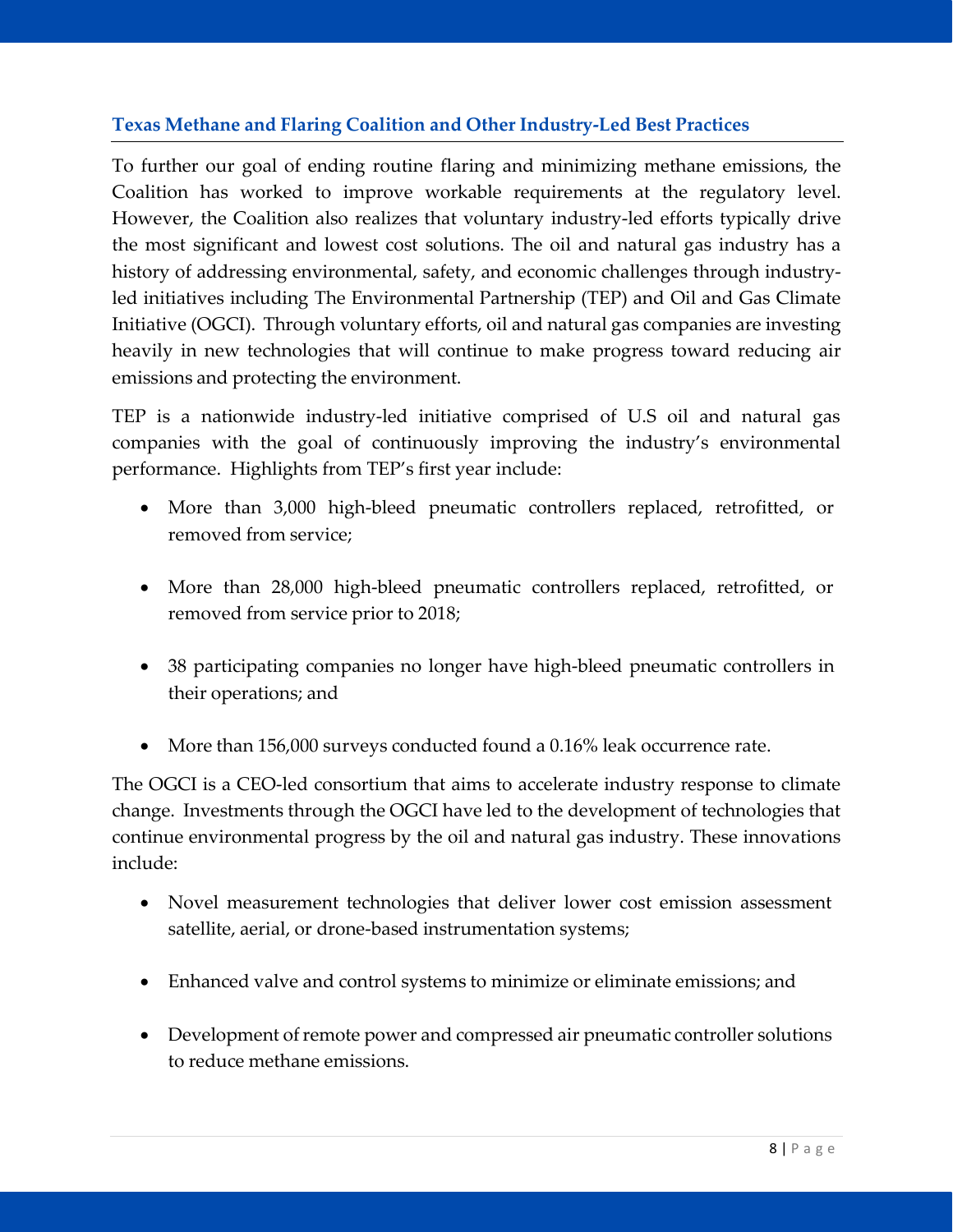### Texas Methane and Flaring Coalition and Other Industry-Led Best Practices

To further our goal of ending routine flaring and minimizing methane emissions, the Coalition has worked to improve workable requirements at the regulatory level. However, the Coalition also realizes that voluntary industry-led efforts typically drive the most significant and lowest cost solutions. The oil and natural gas industry has a history of addressing environmental, safety, and economic challenges through industry-led initiatives including The Environmental Partnership (TEP) and Oil and Gas Climate Initiative (OGCI). Through voluntary efforts, oil and natural gas companies are investing heavily in new technologies that will continue to make progress toward reducing air emissions and protecting the environment.

TEP is a nationwide industry-led initiative comprised of U.S oil and natural gas companies with the goal of continuously improving the industry's environmental performance. Highlights from TEP's first year include:

- More than 3,000 high-bleed pneumatic controllers replaced, retrofitted, or removed from service;
- More than 28,000 high-bleed pneumatic controllers replaced, retrofitted, or removed from service prior to 2018;
- 38 participating companies no longer have high-bleed pneumatic controllers in their operations; and
- More than 156,000 surveys conducted found a 0.16% leak occurrence rate.

The OGCI is a CEO-led consortium that aims to accelerate industry response to climate change. Investments through the OGCI have led to the development of technologies that continue environmental progress by the oil and natural gas industry. These innovations include:

- Novel measurement technologies that deliver lower cost emission assessment satellite, aerial, or drone-based instrumentation systems;
- Enhanced valve and control systems to minimize or eliminate emissions; and
- Development of remote power and compressed air pneumatic controller solutions to reduce methane emissions.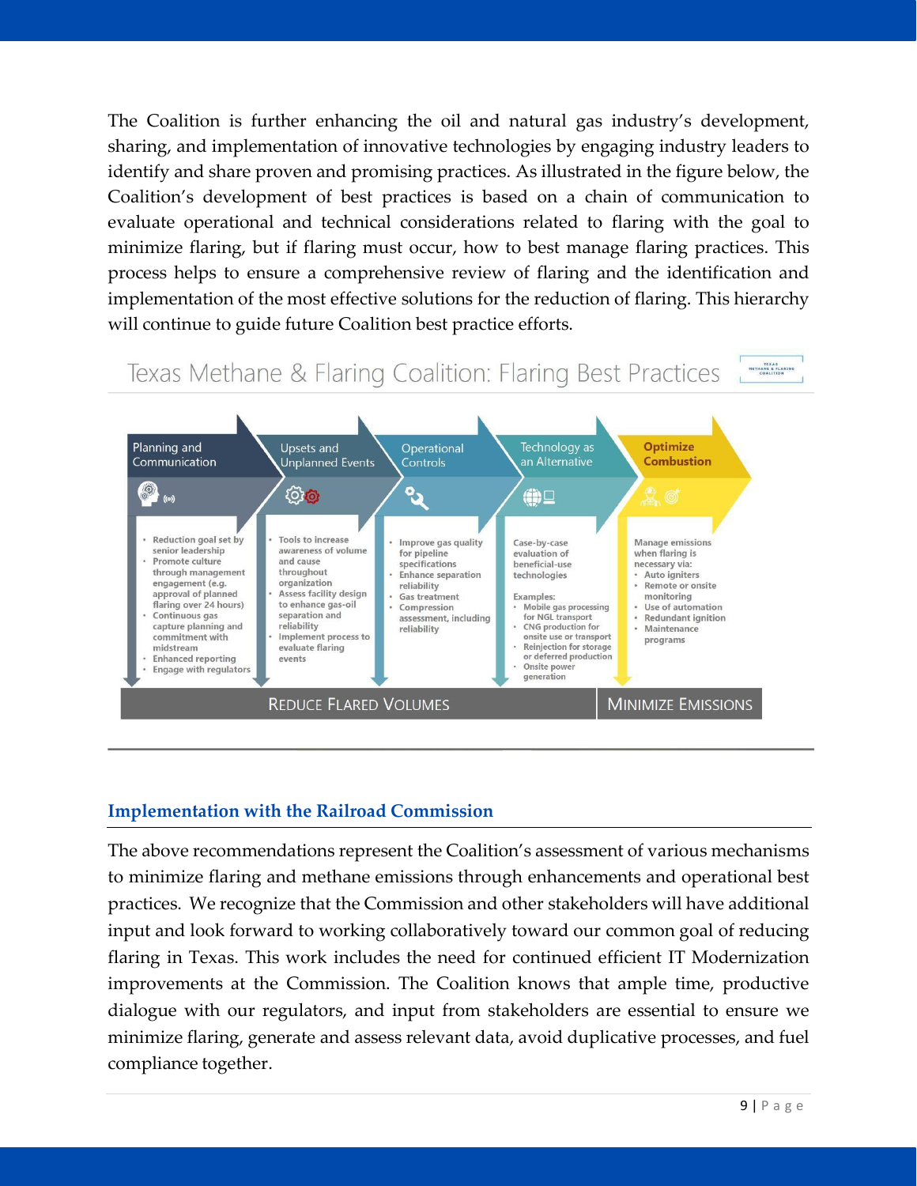The Coalition is further enhancing the oil and natural gas industry's development, sharing, and implementation of innovative technologies by engaging industry leaders to identify and share proven and promising practices. As illustrated in the figure below, the Coalition's development of best practices is based on a chain of communication to evaluate operational and technical considerations related to flaring with the goal to minimize flaring, but if flaring must occur, how to best manage flaring practices. This process helps to ensure a comprehensive review of flaring and the identification and implementation of the most effective solutions for the reduction of flaring. This hierarchy will continue to guide future Coalition best practice efforts.

**Texas Methane & Flaring Coalition: Flaring Best Practices**

**Planning and Communication**

- Reduction goal set by senior leadership
- Promote culture through management engagement (e.g. approval of planned flaring over 24 hours)
- Continuous gas capture planning and commitment with midstream
- Enhanced reporting
- Engage with regulators

**Upsets and Unplanned Events**

- Tools to increase awareness of volume and cause throughout organization
- Assess facility design to enhance gas-oil separation and reliability
- Implement process to evaluate flaring events

**Operational Controls**

- Improve gas quality for pipeline specifications
- Enhance separation reliability
- Gas treatment
- Compression assessment, including reliability

**Technology as an Alternative**

Case-by-case evaluation of beneficial-use technologies

Examples:
- Mobile gas processing for NGL transport
- CNG production for onsite use or transport
- Reinjection for storage or deferred production
- Onsite power generation

**Optimize Combustion**

Manage emissions when flaring is necessary via:
- Auto igniters
- Remote or onsite monitoring
- Use of automation
- Redundant ignition
- Maintenance programs

REDUCE FLARED VOLUMES | MINIMIZE EMISSIONS

## Implementation with the Railroad Commission

The above recommendations represent the Coalition's assessment of various mechanisms to minimize flaring and methane emissions through enhancements and operational best practices. We recognize that the Commission and other stakeholders will have additional input and look forward to working collaboratively toward our common goal of reducing flaring in Texas. This work includes the need for continued efficient IT Modernization improvements at the Commission. The Coalition knows that ample time, productive dialogue with our regulators, and input from stakeholders are essential to ensure we minimize flaring, generate and assess relevant data, avoid duplicative processes, and fuel compliance together.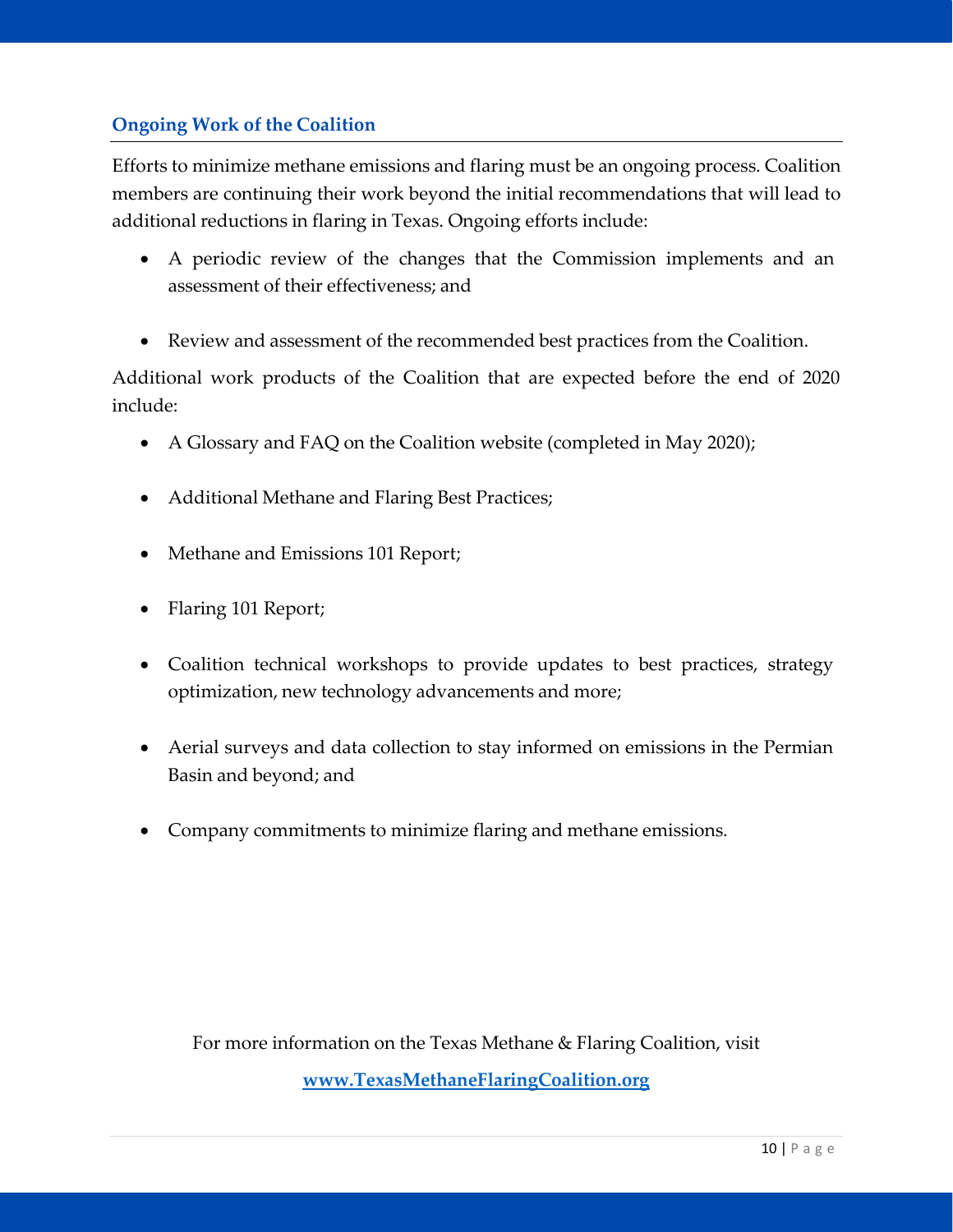## Ongoing Work of the Coalition

Efforts to minimize methane emissions and flaring must be an ongoing process. Coalition members are continuing their work beyond the initial recommendations that will lead to additional reductions in flaring in Texas. Ongoing efforts include:

- A periodic review of the changes that the Commission implements and an assessment of their effectiveness; and
- Review and assessment of the recommended best practices from the Coalition.

Additional work products of the Coalition that are expected before the end of 2020 include:

- A Glossary and FAQ on the Coalition website (completed in May 2020);
- Additional Methane and Flaring Best Practices;
- Methane and Emissions 101 Report;
- Flaring 101 Report;
- Coalition technical workshops to provide updates to best practices, strategy optimization, new technology advancements and more;
- Aerial surveys and data collection to stay informed on emissions in the Permian Basin and beyond; and
- Company commitments to minimize flaring and methane emissions.

For more information on the Texas Methane & Flaring Coalition, visit

**[www.TexasMethaneFlaringCoalition.org](http://www.TexasMethaneFlaringCoalition.org)**